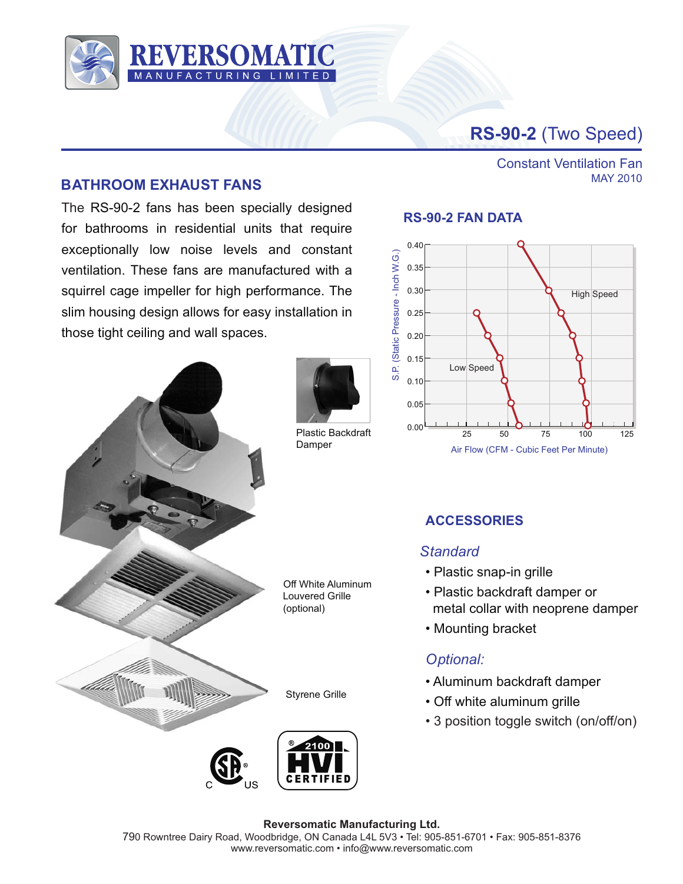# REVERSOMATIC
MANUFACTURING LIMITED

## RS-90-2 (Two Speed)

Constant Ventilation Fan
MAY 2010

## BATHROOM EXHAUST FANS

The RS-90-2 fans has been specially designed for bathrooms in residential units that require exceptionally low noise levels and constant ventilation. These fans are manufactured with a squirrel cage impeller for high performance. The slim housing design allows for easy installation in those tight ceiling and wall spaces.

Plastic Backdraft Damper

Off White Aluminum Louvered Grille (optional)

Styrene Grille

### RS-90-2 FAN DATA

S.P. (Static Pressure - Inch W.G.)

Low Speed

High Speed

Air Flow (CFM - Cubic Feet Per Minute)

### ACCESSORIES

*Standard*

- Plastic snap-in grille
- Plastic backdraft damper or metal collar with neoprene damper
- Mounting bracket

*Optional:*

- Aluminum backdraft damper
- Off white aluminum grille
- 3 position toggle switch (on/off/on)

2100 HVI CERTIFIED

**Reversomatic Manufacturing Ltd.**
790 Rowntree Dairy Road, Woodbridge, ON Canada L4L 5V3 • Tel: 905-851-6701 • Fax: 905-851-8376
www.reversomatic.com • info@www.reversomatic.com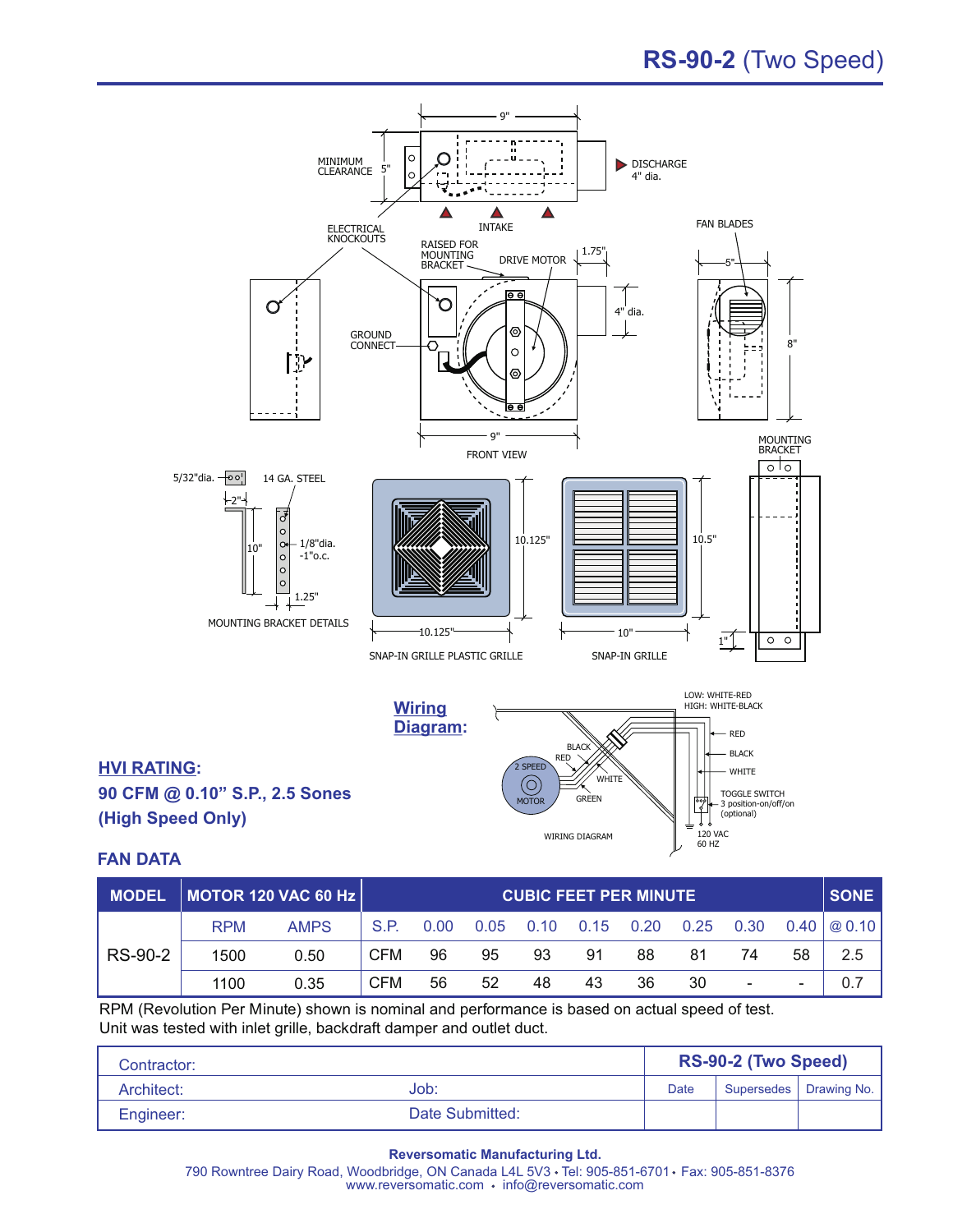# RS-90-2 (Two Speed)

MINIMUM CLEARANCE 5"

9"

DISCHARGE 4" dia.

INTAKE

ELECTRICAL KNOCKOUTS

RAISED FOR MOUNTING BRACKET

DRIVE MOTOR

1.75"

FAN BLADES

5"

4" dia.

8"

GROUND CONNECT

9"

FRONT VIEW

MOUNTING BRACKET

5/32"dia.

14 GA. STEEL

2"

10"

1/8"dia. -1"o.c.

1.25"

MOUNTING BRACKET DETAILS

10.125"

10.125"

SNAP-IN GRILLE PLASTIC GRILLE

10.5"

10"

SNAP-IN GRILLE

1"

**Wiring Diagram:**

LOW: WHITE-RED
HIGH: WHITE-BLACK

RED
BLACK
WHITE

TOGGLE SWITCH
3 position-on/off/on
(optional)

120 VAC
60 HZ

2 SPEED MOTOR

BLACK
RED
WHITE
GREEN

WIRING DIAGRAM

**HVI RATING:**
**90 CFM @ 0.10" S.P., 2.5 Sones**
**(High Speed Only)**

## FAN DATA

| MODEL | MOTOR 120 VAC 60 Hz | | CUBIC FEET PER MINUTE | | | | | | | | | SONE |
|---|---|---|---|---|---|---|---|---|---|---|---|---|
| | RPM | AMPS | S.P. | 0.00 | 0.05 | 0.10 | 0.15 | 0.20 | 0.25 | 0.30 | 0.40 | @ 0.10 |
| RS-90-2 | 1500 | 0.50 | CFM | 96 | 95 | 93 | 91 | 88 | 81 | 74 | 58 | 2.5 |
| | 1100 | 0.35 | CFM | 56 | 52 | 48 | 43 | 36 | 30 | - | - | 0.7 |

RPM (Revolution Per Minute) shown is nominal and performance is based on actual speed of test.
Unit was tested with inlet grille, backdraft damper and outlet duct.

| | | | | |
|---|---|---|---|---|
| Contractor: | | **RS-90-2 (Two Speed)** | | |
| Architect: | Job: | Date | Supersedes | Drawing No. |
| Engineer: | Date Submitted: | | | |

**Reversomatic Manufacturing Ltd.**
790 Rowntree Dairy Road, Woodbridge, ON Canada L4L 5V3 • Tel: 905-851-6701 • Fax: 905-851-8376
www.reversomatic.com • info@reversomatic.com